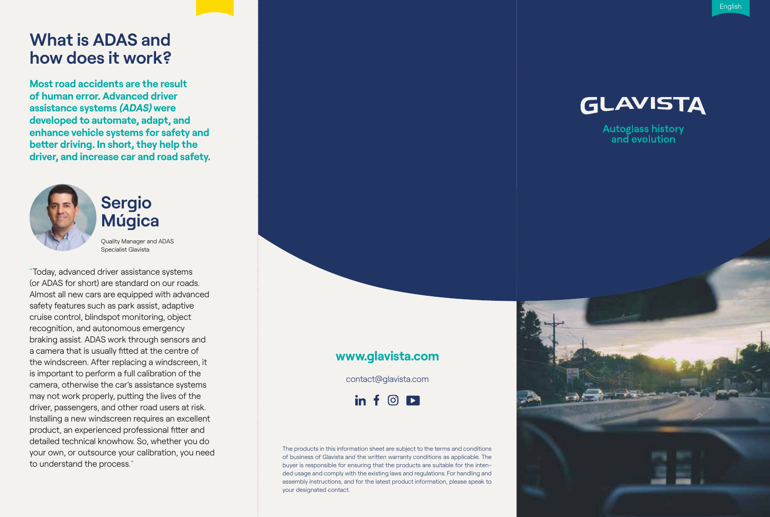# What is ADAS and how does it work?

**Most road accidents are the result of human error. Advanced driver assistance systems *(ADAS)* were developed to automate, adapt, and enhance vehicle systems for safety and better driving. In short, they help the driver, and increase car and road safety.**

## Sergio Múgica

Quality Manager and ADAS Specialist Glavista

"Today, advanced driver assistance systems (or ADAS for short) are standard on our roads. Almost all new cars are equipped with advanced safety features such as park assist, adaptive cruise control, blindspot monitoring, object recognition, and autonomous emergency braking assist. ADAS work through sensors and a camera that is usually fitted at the centre of the windscreen. After replacing a windscreen, it is important to perform a full calibration of the camera, otherwise the car's assistance systems may not work properly, putting the lives of the driver, passengers, and other road users at risk. Installing a new windscreen requires an excellent product, an experienced professional fitter and detailed technical knowhow. So, whether you do your own, or outsource your calibration, you need to understand the process."

**www.glavista.com**

contact@glavista.com

The products in this information sheet are subject to the terms and conditions of business of Glavista and the written warranty conditions as applicable. The buyer is responsible for ensuring that the products are suitable for the intended usage and comply with the existing laws and regulations. For handling and assembly instructions, and for the latest product information, please speak to your designated contact.

English

# GLAVISTA

Autoglass history and evolution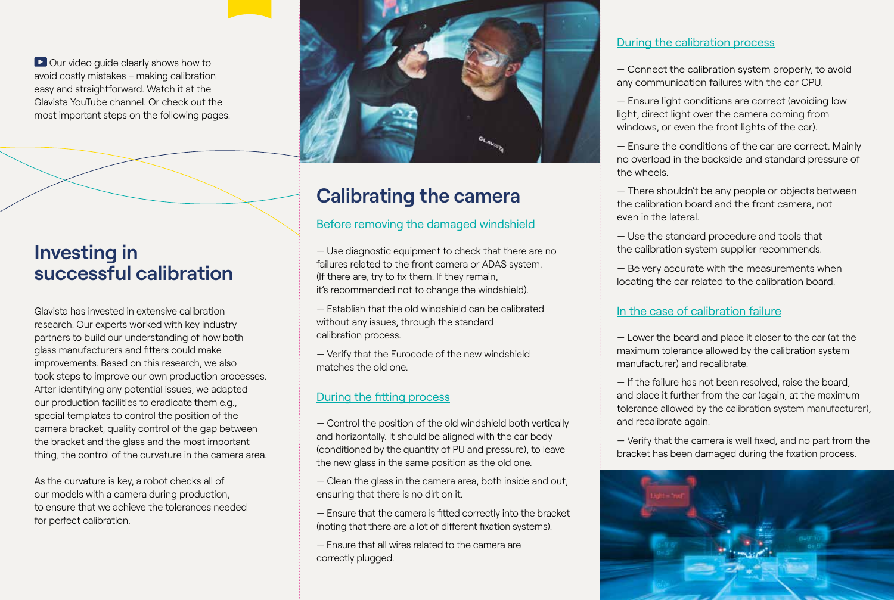Our video guide clearly shows how to avoid costly mistakes – making calibration easy and straightforward. Watch it at the Glavista YouTube channel. Or check out the most important steps on the following pages.

## Investing in successful calibration

Glavista has invested in extensive calibration research. Our experts worked with key industry partners to build our understanding of how both glass manufacturers and fitters could make improvements. Based on this research, we also took steps to improve our own production processes. After identifying any potential issues, we adapted our production facilities to eradicate them e.g., special templates to control the position of the camera bracket, quality control of the gap between the bracket and the glass and the most important thing, the control of the curvature in the camera area.

As the curvature is key, a robot checks all of our models with a camera during production, to ensure that we achieve the tolerances needed for perfect calibration.

## Calibrating the camera

### Before removing the damaged windshield

— Use diagnostic equipment to check that there are no failures related to the front camera or ADAS system. (If there are, try to fix them. If they remain, it's recommended not to change the windshield).

— Establish that the old windshield can be calibrated without any issues, through the standard calibration process.

— Verify that the Eurocode of the new windshield matches the old one.

### During the fitting process

— Control the position of the old windshield both vertically and horizontally. It should be aligned with the car body (conditioned by the quantity of PU and pressure), to leave the new glass in the same position as the old one.

— Clean the glass in the camera area, both inside and out, ensuring that there is no dirt on it.

— Ensure that the camera is fitted correctly into the bracket (noting that there are a lot of different fixation systems).

— Ensure that all wires related to the camera are correctly plugged.

### During the calibration process

— Connect the calibration system properly, to avoid any communication failures with the car CPU.

— Ensure light conditions are correct (avoiding low light, direct light over the camera coming from windows, or even the front lights of the car).

— Ensure the conditions of the car are correct. Mainly no overload in the backside and standard pressure of the wheels.

— There shouldn't be any people or objects between the calibration board and the front camera, not even in the lateral.

— Use the standard procedure and tools that the calibration system supplier recommends.

— Be very accurate with the measurements when locating the car related to the calibration board.

### In the case of calibration failure

— Lower the board and place it closer to the car (at the maximum tolerance allowed by the calibration system manufacturer) and recalibrate.

— If the failure has not been resolved, raise the board, and place it further from the car (again, at the maximum tolerance allowed by the calibration system manufacturer), and recalibrate again.

— Verify that the camera is well fixed, and no part from the bracket has been damaged during the fixation process.